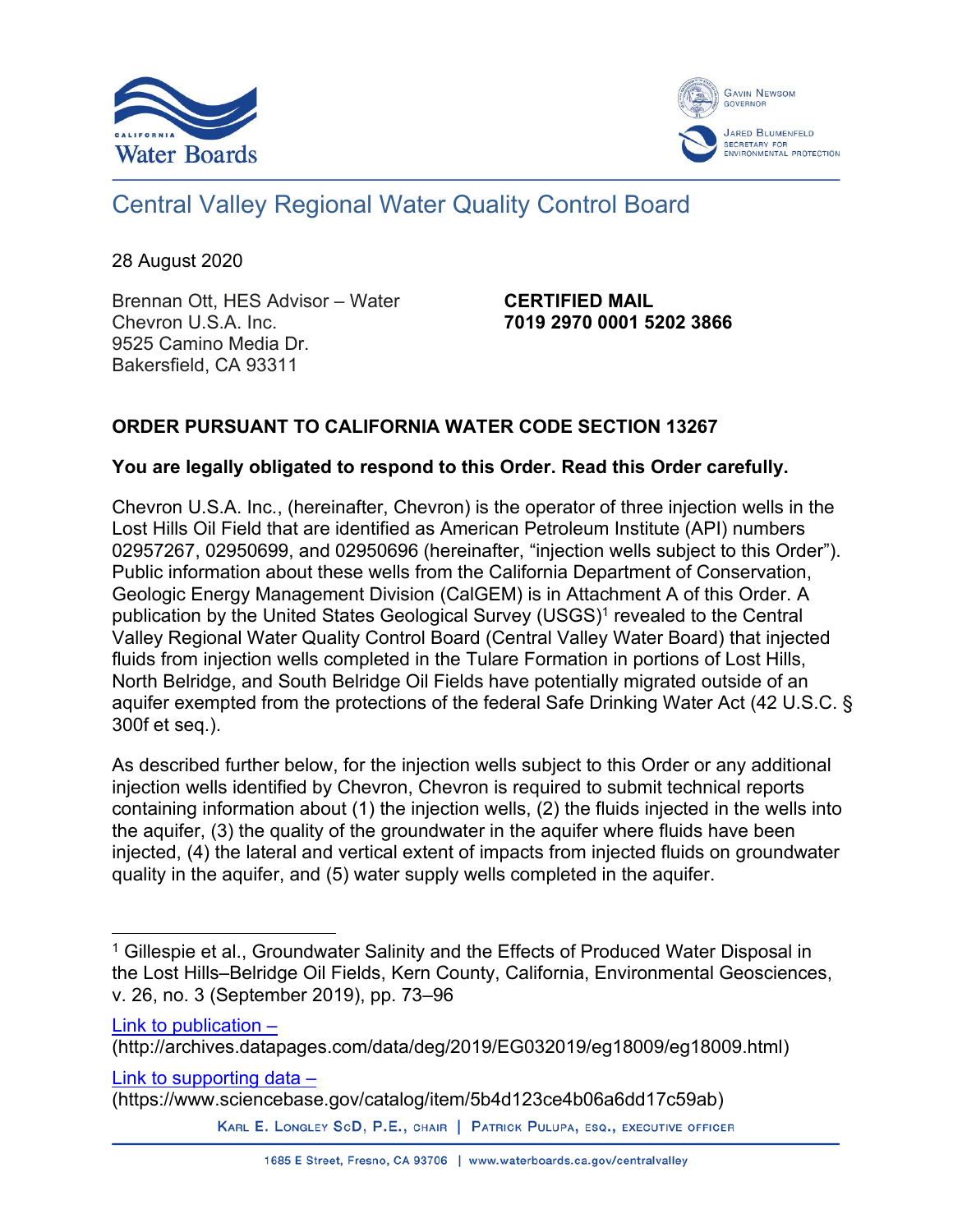California Water Boards

Gavin Newsom, Governor

Jared Blumenfeld, Secretary for Environmental Protection

# Central Valley Regional Water Quality Control Board

28 August 2020

Brennan Ott, HES Advisor – Water
Chevron U.S.A. Inc.
9525 Camino Media Dr.
Bakersfield, CA 93311

**CERTIFIED MAIL**
**7019 2970 0001 5202 3866**

## ORDER PURSUANT TO CALIFORNIA WATER CODE SECTION 13267

**You are legally obligated to respond to this Order. Read this Order carefully.**

Chevron U.S.A. Inc., (hereinafter, Chevron) is the operator of three injection wells in the Lost Hills Oil Field that are identified as American Petroleum Institute (API) numbers 02957267, 02950699, and 02950696 (hereinafter, "injection wells subject to this Order"). Public information about these wells from the California Department of Conservation, Geologic Energy Management Division (CalGEM) is in Attachment A of this Order. A publication by the United States Geological Survey (USGS)[1] revealed to the Central Valley Regional Water Quality Control Board (Central Valley Water Board) that injected fluids from injection wells completed in the Tulare Formation in portions of Lost Hills, North Belridge, and South Belridge Oil Fields have potentially migrated outside of an aquifer exempted from the protections of the federal Safe Drinking Water Act (42 U.S.C. § 300f et seq.).

As described further below, for the injection wells subject to this Order or any additional injection wells identified by Chevron, Chevron is required to submit technical reports containing information about (1) the injection wells, (2) the fluids injected in the wells into the aquifer, (3) the quality of the groundwater in the aquifer where fluids have been injected, (4) the lateral and vertical extent of impacts from injected fluids on groundwater quality in the aquifer, and (5) water supply wells completed in the aquifer.

---

[1] Gillespie et al., Groundwater Salinity and the Effects of Produced Water Disposal in the Lost Hills–Belridge Oil Fields, Kern County, California, Environmental Geosciences, v. 26, no. 3 (September 2019), pp. 73–96

Link to publication – (http://archives.datapages.com/data/deg/2019/EG032019/eg18009/eg18009.html)

Link to supporting data – (https://www.sciencebase.gov/catalog/item/5b4d123ce4b06a6dd17c59ab)

Karl E. Longley ScD, P.E., Chair | Patrick Pulupa, Esq., Executive Officer

1685 E Street, Fresno, CA 93706 | www.waterboards.ca.gov/centralvalley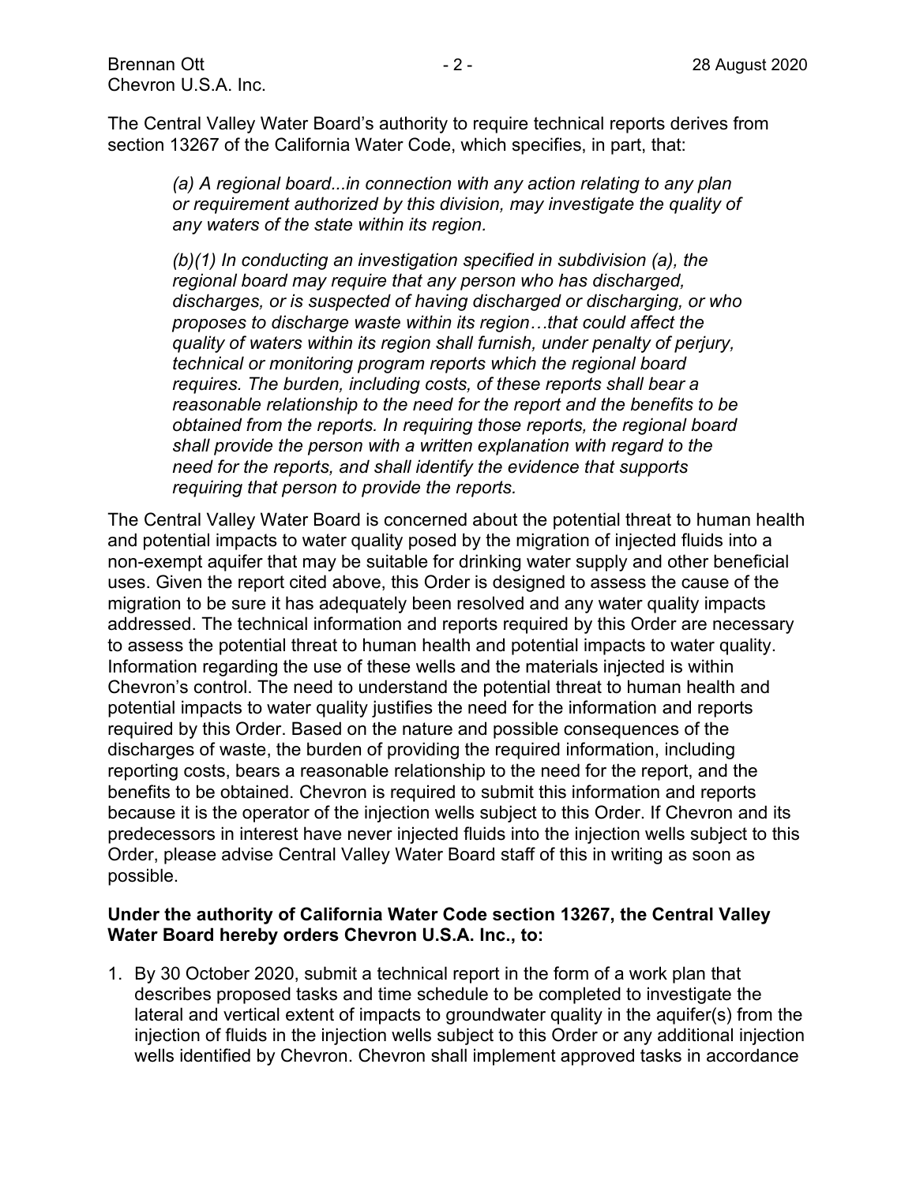The Central Valley Water Board's authority to require technical reports derives from section 13267 of the California Water Code, which specifies, in part, that:

> *(a) A regional board...in connection with any action relating to any plan or requirement authorized by this division, may investigate the quality of any waters of the state within its region.*
>
> *(b)(1) In conducting an investigation specified in subdivision (a), the regional board may require that any person who has discharged, discharges, or is suspected of having discharged or discharging, or who proposes to discharge waste within its region…that could affect the quality of waters within its region shall furnish, under penalty of perjury, technical or monitoring program reports which the regional board requires. The burden, including costs, of these reports shall bear a reasonable relationship to the need for the report and the benefits to be obtained from the reports. In requiring those reports, the regional board shall provide the person with a written explanation with regard to the need for the reports, and shall identify the evidence that supports requiring that person to provide the reports.*

The Central Valley Water Board is concerned about the potential threat to human health and potential impacts to water quality posed by the migration of injected fluids into a non-exempt aquifer that may be suitable for drinking water supply and other beneficial uses. Given the report cited above, this Order is designed to assess the cause of the migration to be sure it has adequately been resolved and any water quality impacts addressed. The technical information and reports required by this Order are necessary to assess the potential threat to human health and potential impacts to water quality. Information regarding the use of these wells and the materials injected is within Chevron's control. The need to understand the potential threat to human health and potential impacts to water quality justifies the need for the information and reports required by this Order. Based on the nature and possible consequences of the discharges of waste, the burden of providing the required information, including reporting costs, bears a reasonable relationship to the need for the report, and the benefits to be obtained. Chevron is required to submit this information and reports because it is the operator of the injection wells subject to this Order. If Chevron and its predecessors in interest have never injected fluids into the injection wells subject to this Order, please advise Central Valley Water Board staff of this in writing as soon as possible.

**Under the authority of California Water Code section 13267, the Central Valley Water Board hereby orders Chevron U.S.A. Inc., to:**

1. By 30 October 2020, submit a technical report in the form of a work plan that describes proposed tasks and time schedule to be completed to investigate the lateral and vertical extent of impacts to groundwater quality in the aquifer(s) from the injection of fluids in the injection wells subject to this Order or any additional injection wells identified by Chevron. Chevron shall implement approved tasks in accordance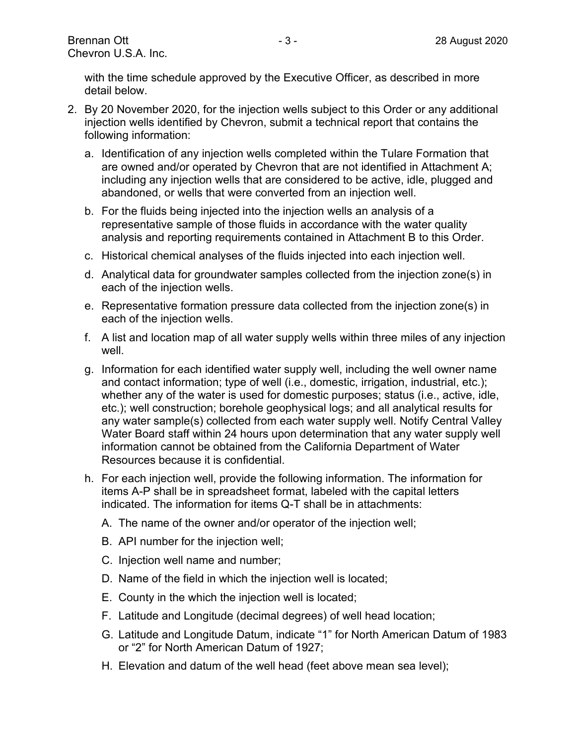with the time schedule approved by the Executive Officer, as described in more detail below.

2. By 20 November 2020, for the injection wells subject to this Order or any additional injection wells identified by Chevron, submit a technical report that contains the following information:

   a. Identification of any injection wells completed within the Tulare Formation that are owned and/or operated by Chevron that are not identified in Attachment A; including any injection wells that are considered to be active, idle, plugged and abandoned, or wells that were converted from an injection well.

   b. For the fluids being injected into the injection wells an analysis of a representative sample of those fluids in accordance with the water quality analysis and reporting requirements contained in Attachment B to this Order.

   c. Historical chemical analyses of the fluids injected into each injection well.

   d. Analytical data for groundwater samples collected from the injection zone(s) in each of the injection wells.

   e. Representative formation pressure data collected from the injection zone(s) in each of the injection wells.

   f. A list and location map of all water supply wells within three miles of any injection well.

   g. Information for each identified water supply well, including the well owner name and contact information; type of well (i.e., domestic, irrigation, industrial, etc.); whether any of the water is used for domestic purposes; status (i.e., active, idle, etc.); well construction; borehole geophysical logs; and all analytical results for any water sample(s) collected from each water supply well. Notify Central Valley Water Board staff within 24 hours upon determination that any water supply well information cannot be obtained from the California Department of Water Resources because it is confidential.

   h. For each injection well, provide the following information. The information for items A-P shall be in spreadsheet format, labeled with the capital letters indicated. The information for items Q-T shall be in attachments:

      A. The name of the owner and/or operator of the injection well;

      B. API number for the injection well;

      C. Injection well name and number;

      D. Name of the field in which the injection well is located;

      E. County in the which the injection well is located;

      F. Latitude and Longitude (decimal degrees) of well head location;

      G. Latitude and Longitude Datum, indicate "1" for North American Datum of 1983 or "2" for North American Datum of 1927;

      H. Elevation and datum of the well head (feet above mean sea level);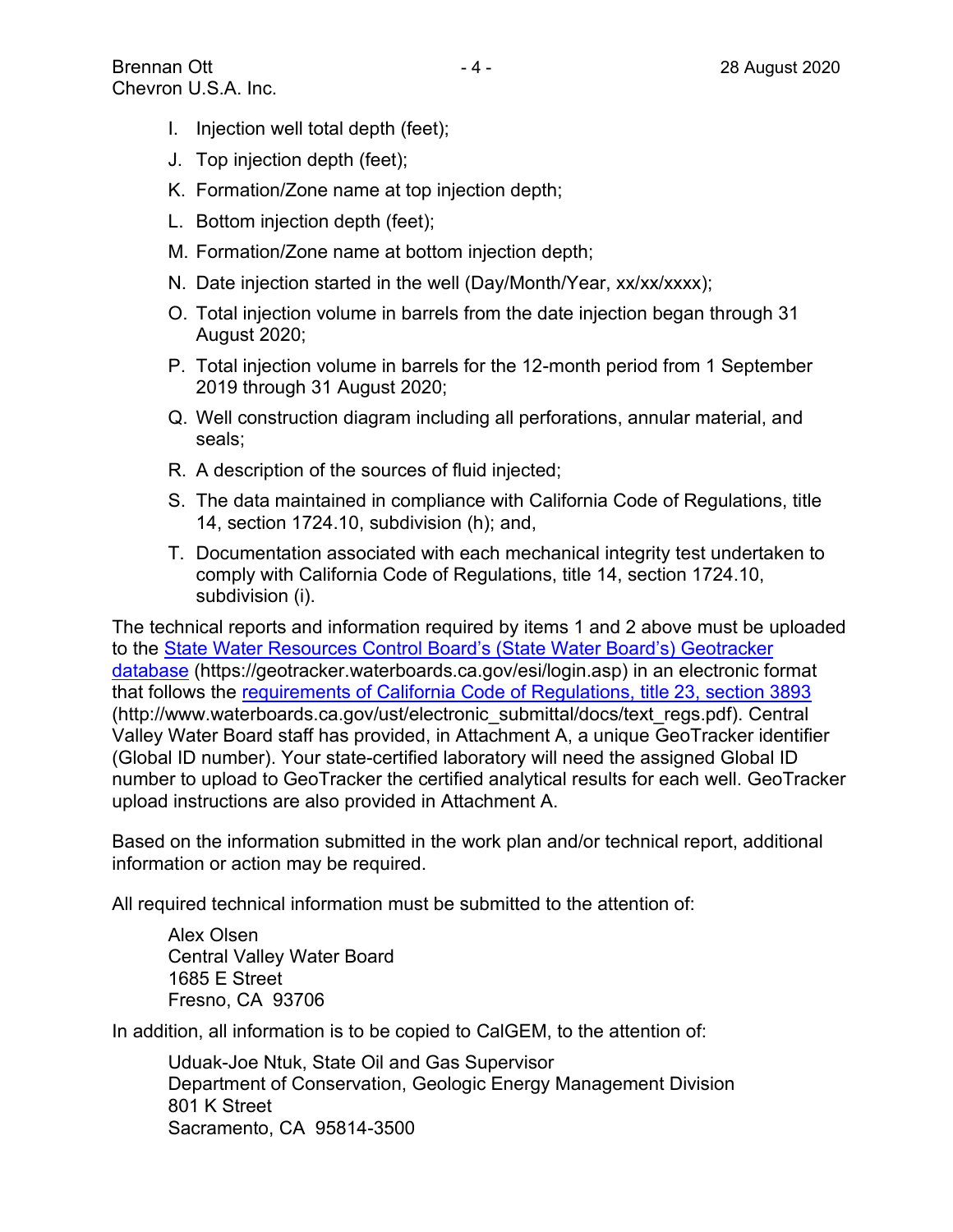I. Injection well total depth (feet);

J. Top injection depth (feet);

K. Formation/Zone name at top injection depth;

L. Bottom injection depth (feet);

M. Formation/Zone name at bottom injection depth;

N. Date injection started in the well (Day/Month/Year, xx/xx/xxxx);

O. Total injection volume in barrels from the date injection began through 31 August 2020;

P. Total injection volume in barrels for the 12-month period from 1 September 2019 through 31 August 2020;

Q. Well construction diagram including all perforations, annular material, and seals;

R. A description of the sources of fluid injected;

S. The data maintained in compliance with California Code of Regulations, title 14, section 1724.10, subdivision (h); and,

T. Documentation associated with each mechanical integrity test undertaken to comply with California Code of Regulations, title 14, section 1724.10, subdivision (i).

The technical reports and information required by items 1 and 2 above must be uploaded to the State Water Resources Control Board's (State Water Board's) Geotracker database (https://geotracker.waterboards.ca.gov/esi/login.asp) in an electronic format that follows the requirements of California Code of Regulations, title 23, section 3893 (http://www.waterboards.ca.gov/ust/electronic_submittal/docs/text_regs.pdf). Central Valley Water Board staff has provided, in Attachment A, a unique GeoTracker identifier (Global ID number). Your state-certified laboratory will need the assigned Global ID number to upload to GeoTracker the certified analytical results for each well. GeoTracker upload instructions are also provided in Attachment A.

Based on the information submitted in the work plan and/or technical report, additional information or action may be required.

All required technical information must be submitted to the attention of:

Alex Olsen  
Central Valley Water Board  
1685 E Street  
Fresno, CA 93706

In addition, all information is to be copied to CalGEM, to the attention of:

Uduak-Joe Ntuk, State Oil and Gas Supervisor  
Department of Conservation, Geologic Energy Management Division  
801 K Street  
Sacramento, CA 95814-3500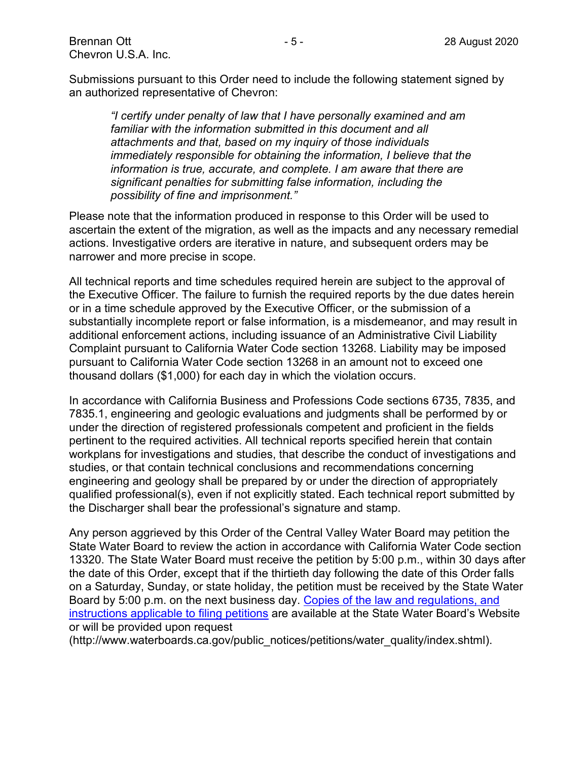Submissions pursuant to this Order need to include the following statement signed by an authorized representative of Chevron:

> *"I certify under penalty of law that I have personally examined and am familiar with the information submitted in this document and all attachments and that, based on my inquiry of those individuals immediately responsible for obtaining the information, I believe that the information is true, accurate, and complete. I am aware that there are significant penalties for submitting false information, including the possibility of fine and imprisonment."*

Please note that the information produced in response to this Order will be used to ascertain the extent of the migration, as well as the impacts and any necessary remedial actions. Investigative orders are iterative in nature, and subsequent orders may be narrower and more precise in scope.

All technical reports and time schedules required herein are subject to the approval of the Executive Officer. The failure to furnish the required reports by the due dates herein or in a time schedule approved by the Executive Officer, or the submission of a substantially incomplete report or false information, is a misdemeanor, and may result in additional enforcement actions, including issuance of an Administrative Civil Liability Complaint pursuant to California Water Code section 13268. Liability may be imposed pursuant to California Water Code section 13268 in an amount not to exceed one thousand dollars ($1,000) for each day in which the violation occurs.

In accordance with California Business and Professions Code sections 6735, 7835, and 7835.1, engineering and geologic evaluations and judgments shall be performed by or under the direction of registered professionals competent and proficient in the fields pertinent to the required activities. All technical reports specified herein that contain workplans for investigations and studies, that describe the conduct of investigations and studies, or that contain technical conclusions and recommendations concerning engineering and geology shall be prepared by or under the direction of appropriately qualified professional(s), even if not explicitly stated. Each technical report submitted by the Discharger shall bear the professional's signature and stamp.

Any person aggrieved by this Order of the Central Valley Water Board may petition the State Water Board to review the action in accordance with California Water Code section 13320. The State Water Board must receive the petition by 5:00 p.m., within 30 days after the date of this Order, except that if the thirtieth day following the date of this Order falls on a Saturday, Sunday, or state holiday, the petition must be received by the State Water Board by 5:00 p.m. on the next business day. [Copies of the law and regulations, and instructions applicable to filing petitions](http://www.waterboards.ca.gov/public_notices/petitions/water_quality/index.shtml) are available at the State Water Board's Website or will be provided upon request (http://www.waterboards.ca.gov/public_notices/petitions/water_quality/index.shtml).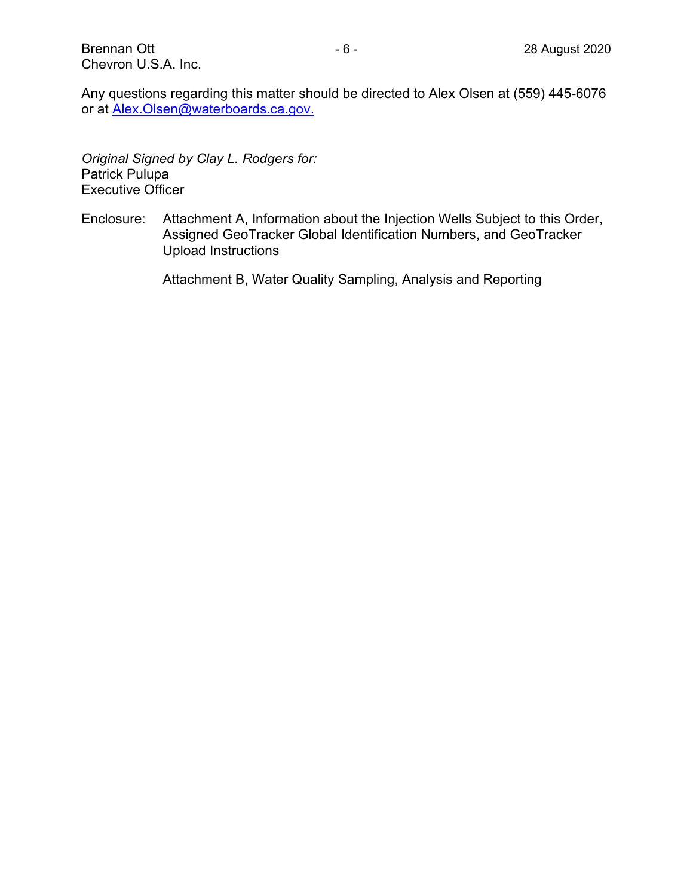Any questions regarding this matter should be directed to Alex Olsen at (559) 445-6076 or at Alex.Olsen@waterboards.ca.gov.

*Original Signed by Clay L. Rodgers for:*
Patrick Pulupa
Executive Officer

Enclosure: Attachment A, Information about the Injection Wells Subject to this Order, Assigned GeoTracker Global Identification Numbers, and GeoTracker Upload Instructions

Attachment B, Water Quality Sampling, Analysis and Reporting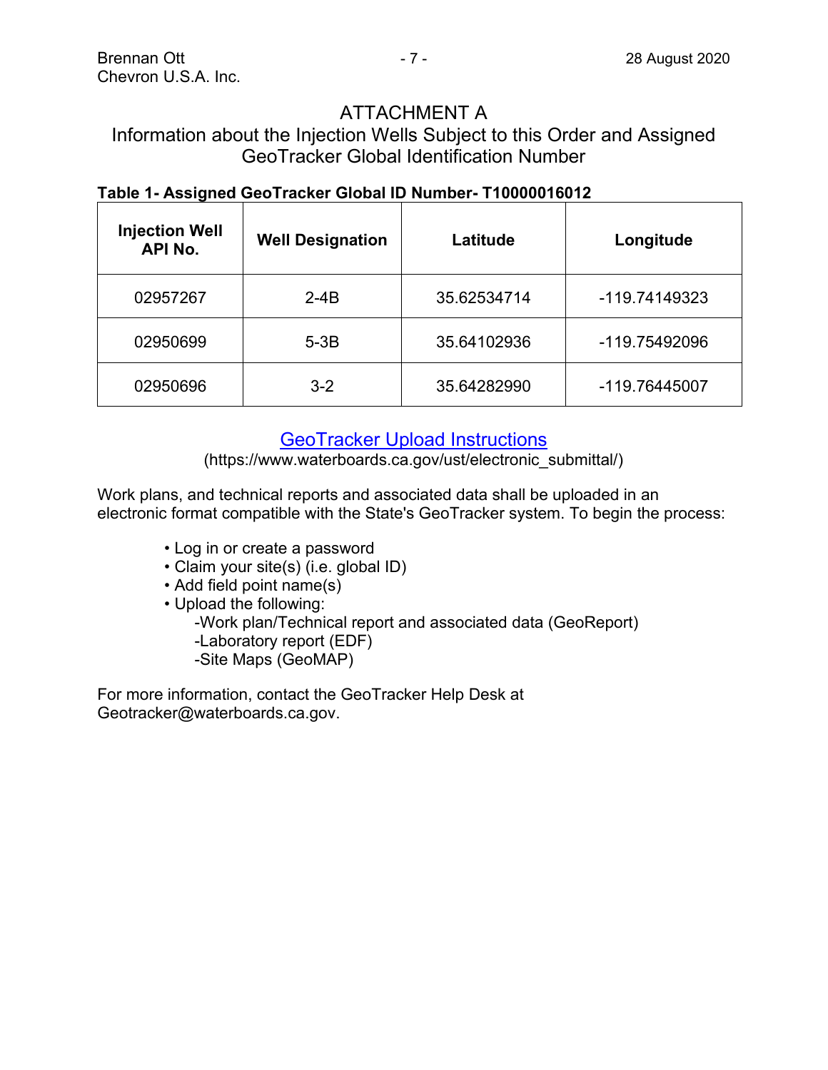# ATTACHMENT A

## Information about the Injection Wells Subject to this Order and Assigned GeoTracker Global Identification Number

**Table 1- Assigned GeoTracker Global ID Number- T10000016012**

| Injection Well API No. | Well Designation | Latitude | Longitude |
|---|---|---|---|
| 02957267 | 2-4B | 35.62534714 | -119.74149323 |
| 02950699 | 5-3B | 35.64102936 | -119.75492096 |
| 02950696 | 3-2 | 35.64282990 | -119.76445007 |

[GeoTracker Upload Instructions](https://www.waterboards.ca.gov/ust/electronic_submittal/)
(https://www.waterboards.ca.gov/ust/electronic_submittal/)

Work plans, and technical reports and associated data shall be uploaded in an electronic format compatible with the State's GeoTracker system. To begin the process:

- Log in or create a password
- Claim your site(s) (i.e. global ID)
- Add field point name(s)
- Upload the following:
  - -Work plan/Technical report and associated data (GeoReport)
  - -Laboratory report (EDF)
  - -Site Maps (GeoMAP)

For more information, contact the GeoTracker Help Desk at Geotracker@waterboards.ca.gov.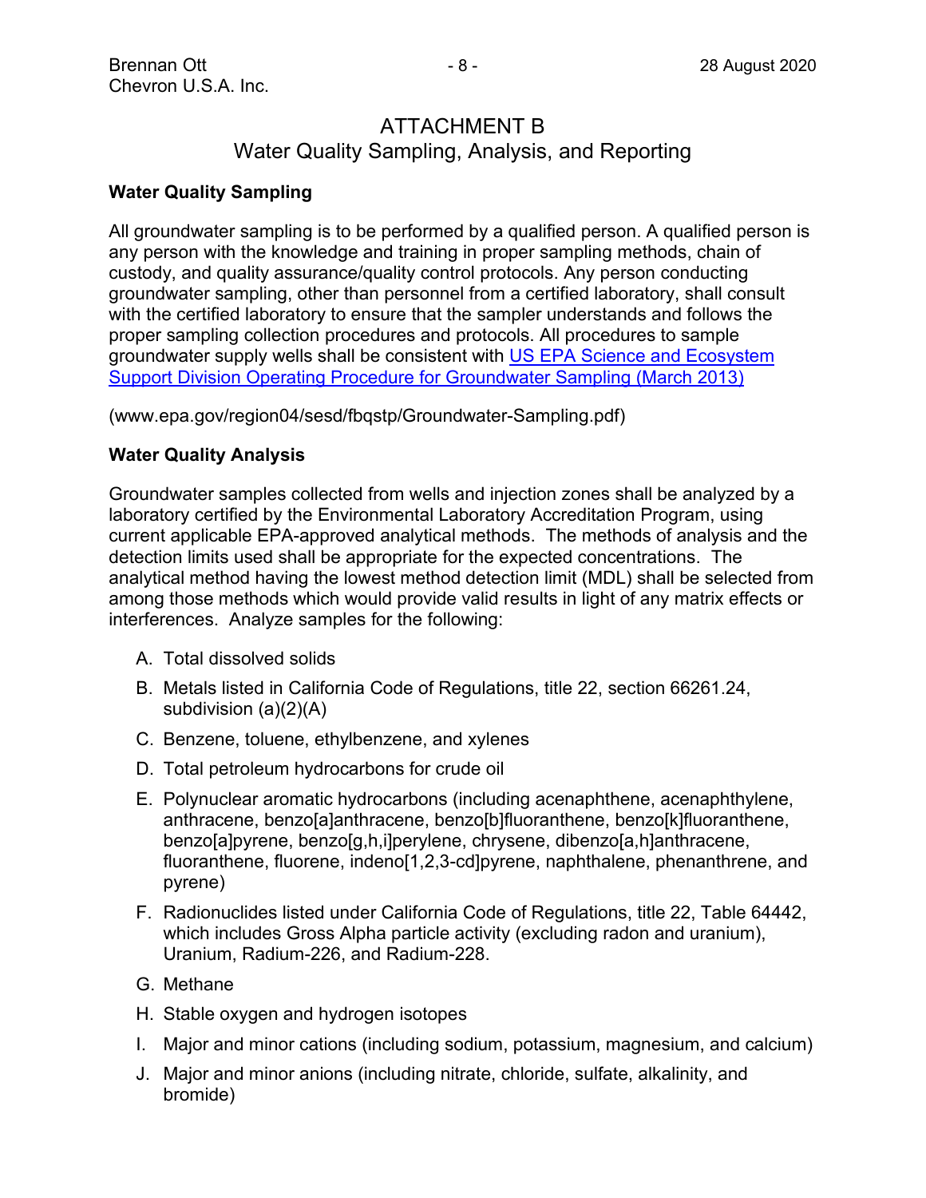# ATTACHMENT B
## Water Quality Sampling, Analysis, and Reporting

**Water Quality Sampling**

All groundwater sampling is to be performed by a qualified person. A qualified person is any person with the knowledge and training in proper sampling methods, chain of custody, and quality assurance/quality control protocols. Any person conducting groundwater sampling, other than personnel from a certified laboratory, shall consult with the certified laboratory to ensure that the sampler understands and follows the proper sampling collection procedures and protocols. All procedures to sample groundwater supply wells shall be consistent with [US EPA Science and Ecosystem Support Division Operating Procedure for Groundwater Sampling (March 2013)](www.epa.gov/region04/sesd/fbqstp/Groundwater-Sampling.pdf)

(www.epa.gov/region04/sesd/fbqstp/Groundwater-Sampling.pdf)

**Water Quality Analysis**

Groundwater samples collected from wells and injection zones shall be analyzed by a laboratory certified by the Environmental Laboratory Accreditation Program, using current applicable EPA-approved analytical methods. The methods of analysis and the detection limits used shall be appropriate for the expected concentrations. The analytical method having the lowest method detection limit (MDL) shall be selected from among those methods which would provide valid results in light of any matrix effects or interferences. Analyze samples for the following:

A. Total dissolved solids
B. Metals listed in California Code of Regulations, title 22, section 66261.24, subdivision (a)(2)(A)
C. Benzene, toluene, ethylbenzene, and xylenes
D. Total petroleum hydrocarbons for crude oil
E. Polynuclear aromatic hydrocarbons (including acenaphthene, acenaphthylene, anthracene, benzo[a]anthracene, benzo[b]fluoranthene, benzo[k]fluoranthene, benzo[a]pyrene, benzo[g,h,i]perylene, chrysene, dibenzo[a,h]anthracene, fluoranthene, fluorene, indeno[1,2,3-cd]pyrene, naphthalene, phenanthrene, and pyrene)
F. Radionuclides listed under California Code of Regulations, title 22, Table 64442, which includes Gross Alpha particle activity (excluding radon and uranium), Uranium, Radium-226, and Radium-228.
G. Methane
H. Stable oxygen and hydrogen isotopes
I. Major and minor cations (including sodium, potassium, magnesium, and calcium)
J. Major and minor anions (including nitrate, chloride, sulfate, alkalinity, and bromide)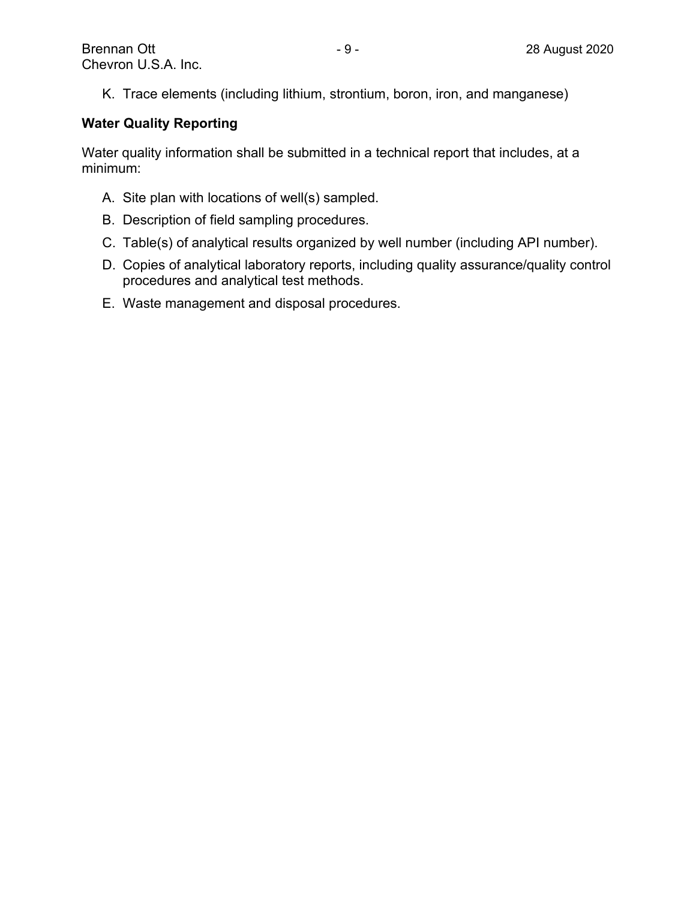K. Trace elements (including lithium, strontium, boron, iron, and manganese)

**Water Quality Reporting**

Water quality information shall be submitted in a technical report that includes, at a minimum:

A. Site plan with locations of well(s) sampled.

B. Description of field sampling procedures.

C. Table(s) of analytical results organized by well number (including API number).

D. Copies of analytical laboratory reports, including quality assurance/quality control procedures and analytical test methods.

E. Waste management and disposal procedures.